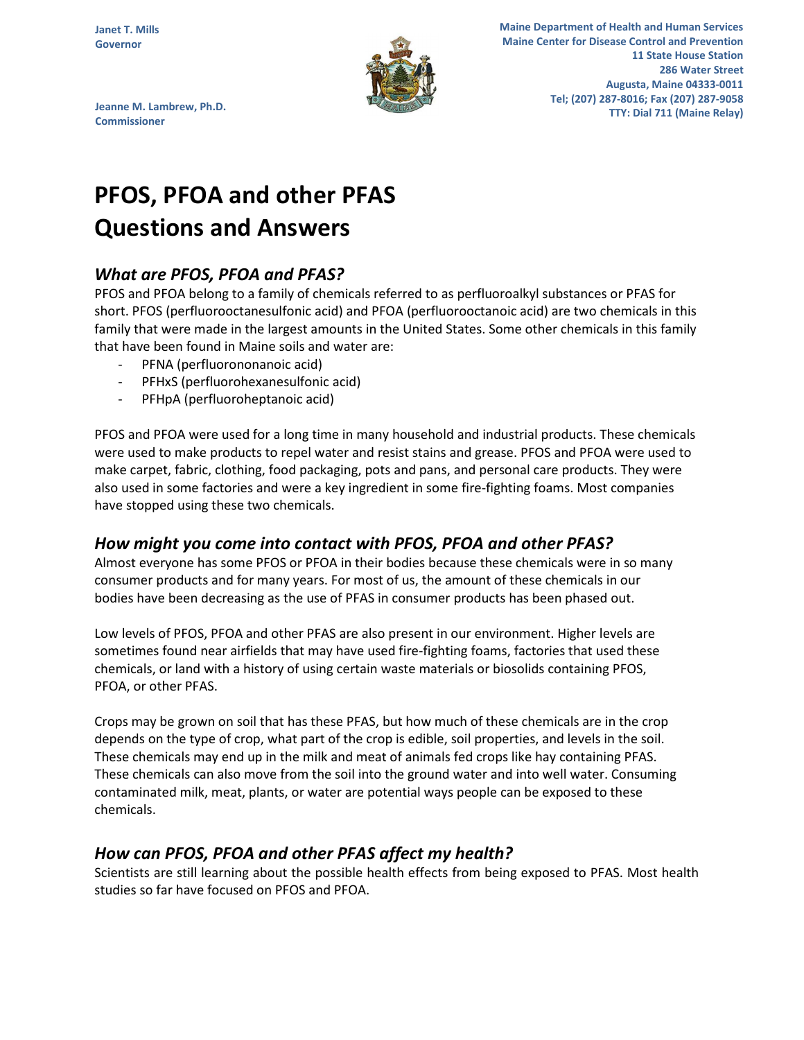Janet T. Mills
Governor

Jeanne M. Lambrew, Ph.D.
Commissioner

Maine Department of Health and Human Services
Maine Center for Disease Control and Prevention
11 State House Station
286 Water Street
Augusta, Maine 04333-0011
Tel; (207) 287-8016; Fax (207) 287-9058
TTY: Dial 711 (Maine Relay)

# PFOS, PFOA and other PFAS Questions and Answers

## *What are PFOS, PFOA and PFAS?*

PFOS and PFOA belong to a family of chemicals referred to as perfluoroalkyl substances or PFAS for short. PFOS (perfluorooctanesulfonic acid) and PFOA (perfluorooctanoic acid) are two chemicals in this family that were made in the largest amounts in the United States. Some other chemicals in this family that have been found in Maine soils and water are:

- PFNA (perfluorononanoic acid)
- PFHxS (perfluorohexanesulfonic acid)
- PFHpA (perfluoroheptanoic acid)

PFOS and PFOA were used for a long time in many household and industrial products. These chemicals were used to make products to repel water and resist stains and grease. PFOS and PFOA were used to make carpet, fabric, clothing, food packaging, pots and pans, and personal care products. They were also used in some factories and were a key ingredient in some fire-fighting foams. Most companies have stopped using these two chemicals.

## *How might you come into contact with PFOS, PFOA and other PFAS?*

Almost everyone has some PFOS or PFOA in their bodies because these chemicals were in so many consumer products and for many years. For most of us, the amount of these chemicals in our bodies have been decreasing as the use of PFAS in consumer products has been phased out.

Low levels of PFOS, PFOA and other PFAS are also present in our environment. Higher levels are sometimes found near airfields that may have used fire-fighting foams, factories that used these chemicals, or land with a history of using certain waste materials or biosolids containing PFOS, PFOA, or other PFAS.

Crops may be grown on soil that has these PFAS, but how much of these chemicals are in the crop depends on the type of crop, what part of the crop is edible, soil properties, and levels in the soil. These chemicals may end up in the milk and meat of animals fed crops like hay containing PFAS. These chemicals can also move from the soil into the ground water and into well water. Consuming contaminated milk, meat, plants, or water are potential ways people can be exposed to these chemicals.

## *How can PFOS, PFOA and other PFAS affect my health?*

Scientists are still learning about the possible health effects from being exposed to PFAS. Most health studies so far have focused on PFOS and PFOA.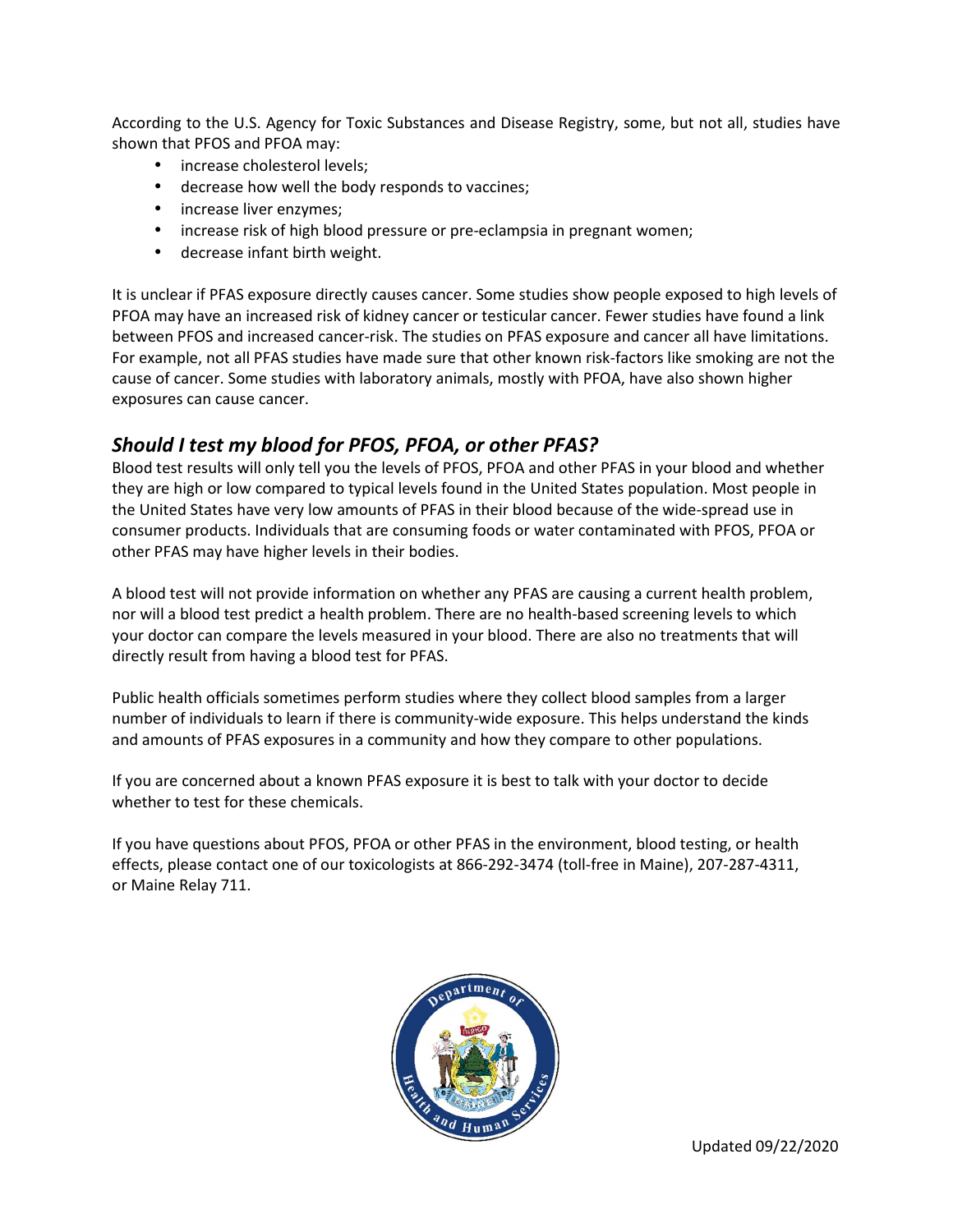According to the U.S. Agency for Toxic Substances and Disease Registry, some, but not all, studies have shown that PFOS and PFOA may:

- increase cholesterol levels;
- decrease how well the body responds to vaccines;
- increase liver enzymes;
- increase risk of high blood pressure or pre-eclampsia in pregnant women;
- decrease infant birth weight.

It is unclear if PFAS exposure directly causes cancer. Some studies show people exposed to high levels of PFOA may have an increased risk of kidney cancer or testicular cancer. Fewer studies have found a link between PFOS and increased cancer-risk. The studies on PFAS exposure and cancer all have limitations. For example, not all PFAS studies have made sure that other known risk-factors like smoking are not the cause of cancer. Some studies with laboratory animals, mostly with PFOA, have also shown higher exposures can cause cancer.

## *Should I test my blood for PFOS, PFOA, or other PFAS?*

Blood test results will only tell you the levels of PFOS, PFOA and other PFAS in your blood and whether they are high or low compared to typical levels found in the United States population. Most people in the United States have very low amounts of PFAS in their blood because of the wide-spread use in consumer products. Individuals that are consuming foods or water contaminated with PFOS, PFOA or other PFAS may have higher levels in their bodies.

A blood test will not provide information on whether any PFAS are causing a current health problem, nor will a blood test predict a health problem. There are no health-based screening levels to which your doctor can compare the levels measured in your blood. There are also no treatments that will directly result from having a blood test for PFAS.

Public health officials sometimes perform studies where they collect blood samples from a larger number of individuals to learn if there is community-wide exposure. This helps understand the kinds and amounts of PFAS exposures in a community and how they compare to other populations.

If you are concerned about a known PFAS exposure it is best to talk with your doctor to decide whether to test for these chemicals.

If you have questions about PFOS, PFOA or other PFAS in the environment, blood testing, or health effects, please contact one of our toxicologists at 866-292-3474 (toll-free in Maine), 207-287-4311, or Maine Relay 711.

Updated 09/22/2020